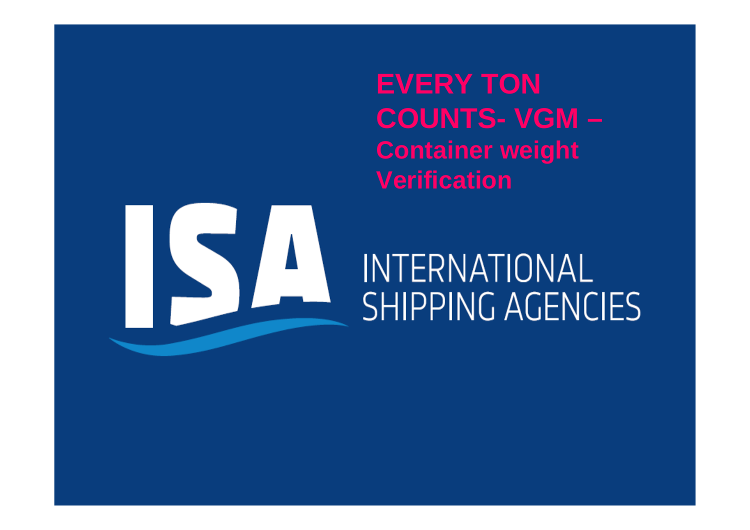# EVERY TON COUNTS- VGM – Container weight Verification

ISA

INTERNATIONAL SHIPPING AGENCIES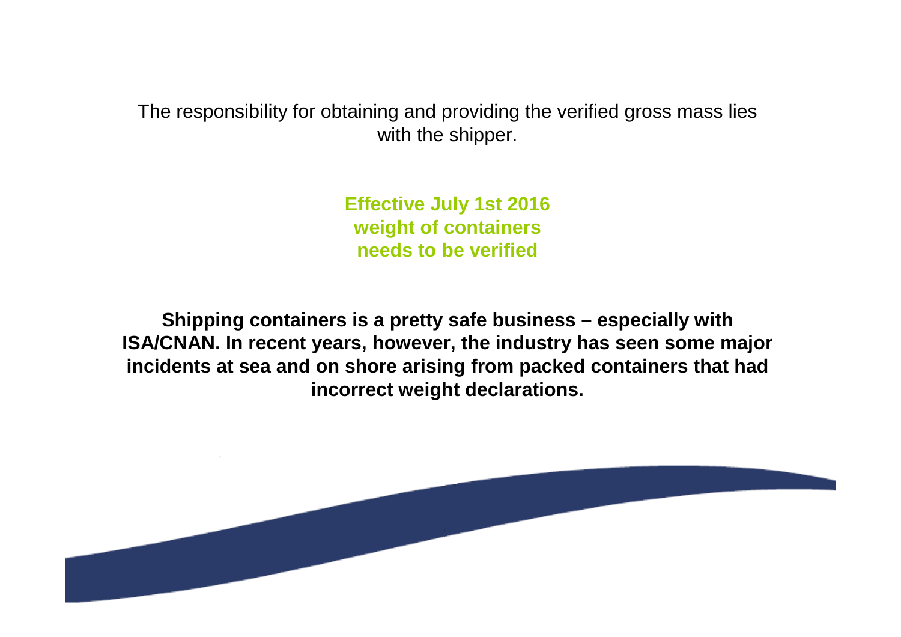The responsibility for obtaining and providing the verified gross mass lies with the shipper.

**Effective July 1st 2016**
**weight of containers**
**needs to be verified**

**Shipping containers is a pretty safe business – especially with ISA/CNAN. In recent years, however, the industry has seen some major incidents at sea and on shore arising from packed containers that had incorrect weight declarations.**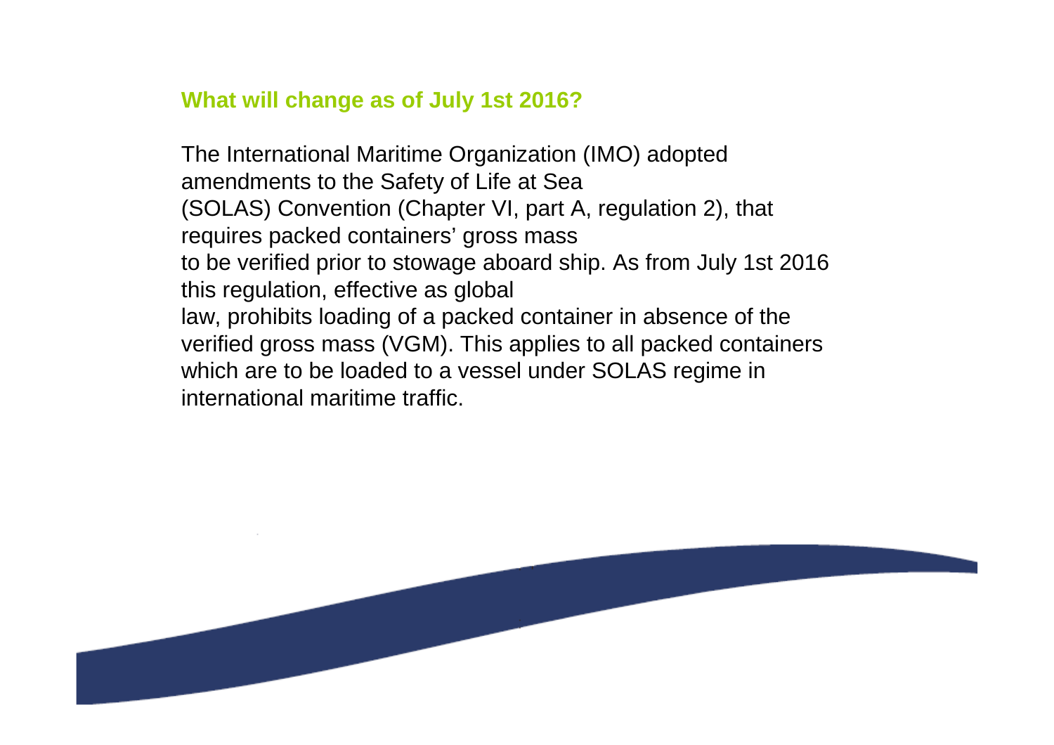## What will change as of July 1st 2016?

The International Maritime Organization (IMO) adopted amendments to the Safety of Life at Sea (SOLAS) Convention (Chapter VI, part A, regulation 2), that requires packed containers' gross mass to be verified prior to stowage aboard ship. As from July 1st 2016 this regulation, effective as global law, prohibits loading of a packed container in absence of the verified gross mass (VGM). This applies to all packed containers which are to be loaded to a vessel under SOLAS regime in international maritime traffic.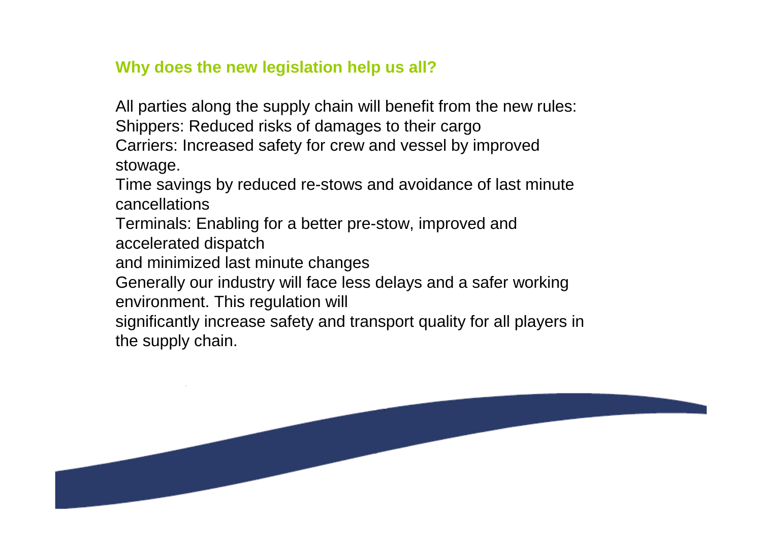### Why does the new legislation help us all?

All parties along the supply chain will benefit from the new rules:
Shippers: Reduced risks of damages to their cargo
Carriers: Increased safety for crew and vessel by improved stowage.
Time savings by reduced re-stows and avoidance of last minute cancellations
Terminals: Enabling for a better pre-stow, improved and accelerated dispatch
and minimized last minute changes
Generally our industry will face less delays and a safer working environment. This regulation will
significantly increase safety and transport quality for all players in the supply chain.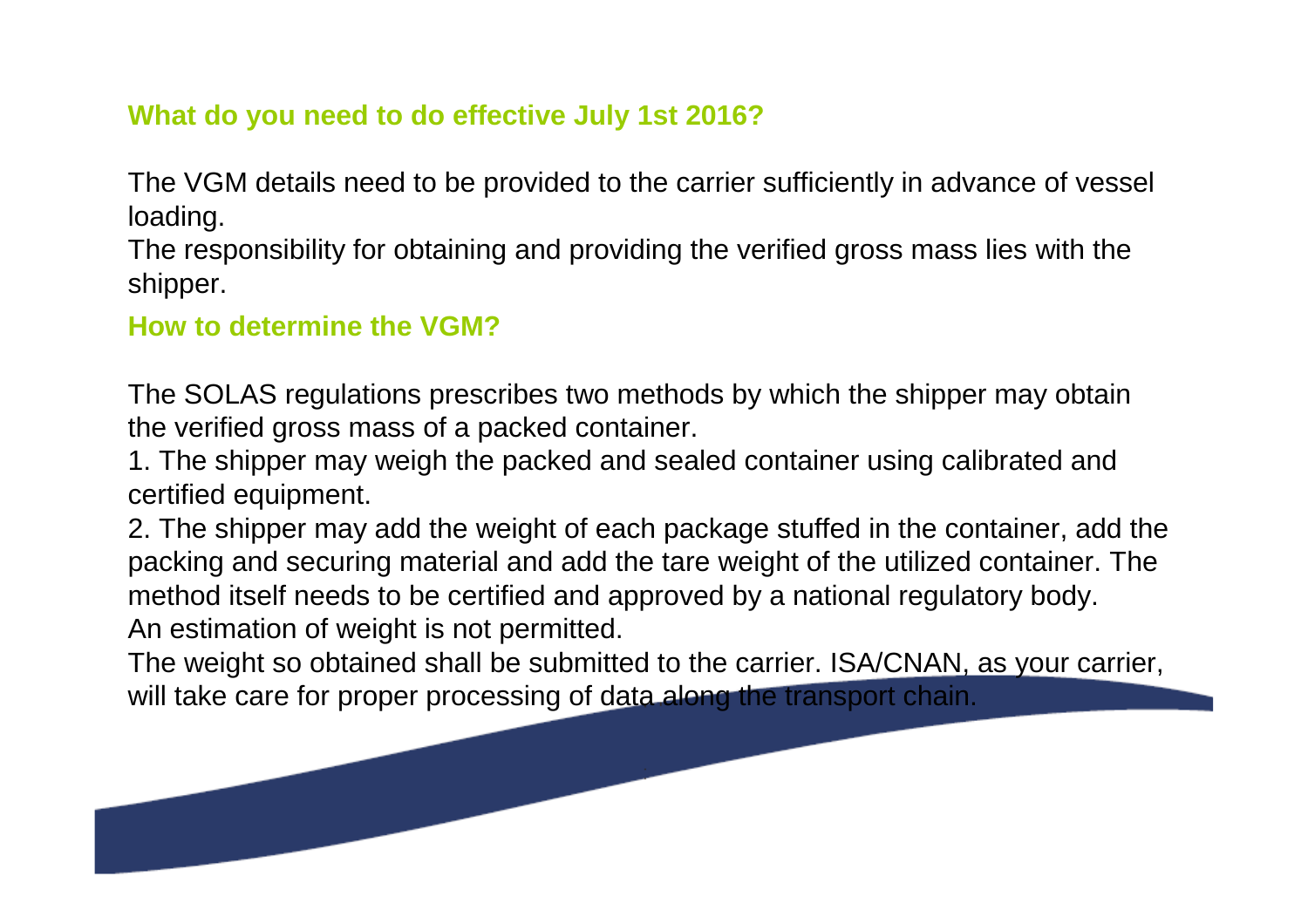## What do you need to do effective July 1st 2016?

The VGM details need to be provided to the carrier sufficiently in advance of vessel loading.
The responsibility for obtaining and providing the verified gross mass lies with the shipper.

## How to determine the VGM?

The SOLAS regulations prescribes two methods by which the shipper may obtain the verified gross mass of a packed container.

1. The shipper may weigh the packed and sealed container using calibrated and certified equipment.
2. The shipper may add the weight of each package stuffed in the container, add the packing and securing material and add the tare weight of the utilized container. The method itself needs to be certified and approved by a national regulatory body.

An estimation of weight is not permitted.
The weight so obtained shall be submitted to the carrier. ISA/CNAN, as your carrier, will take care for proper processing of data along the transport chain.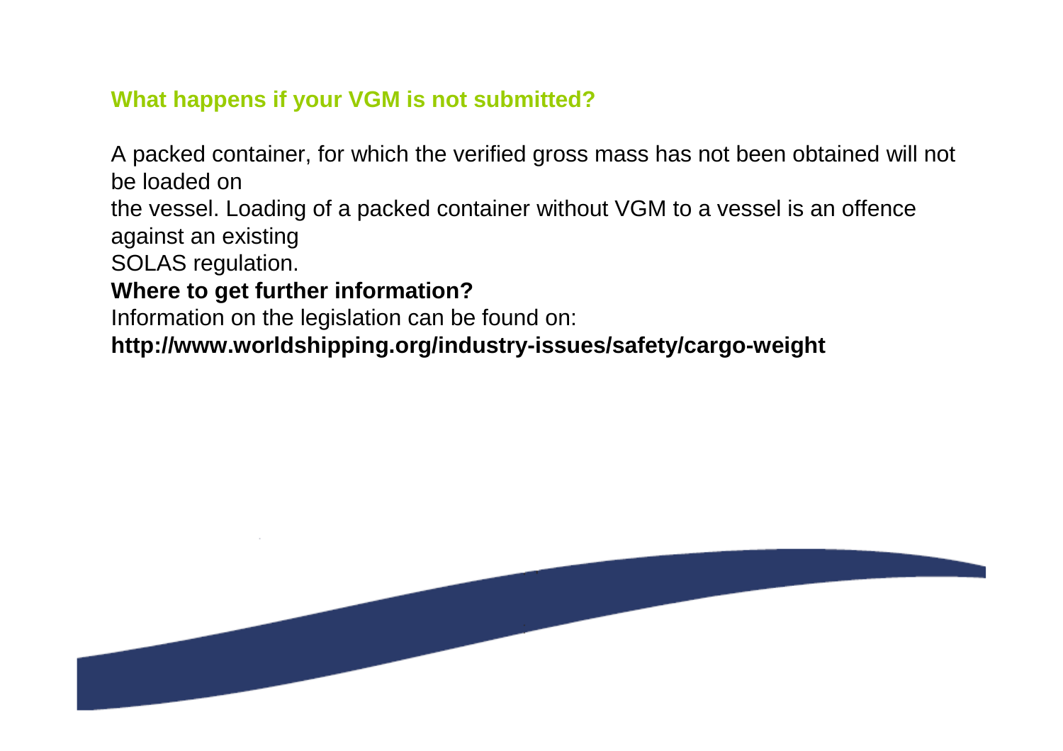## What happens if your VGM is not submitted?

A packed container, for which the verified gross mass has not been obtained will not be loaded on the vessel. Loading of a packed container without VGM to a vessel is an offence against an existing SOLAS regulation.

**Where to get further information?**

Information on the legislation can be found on:

**http://www.worldshipping.org/industry-issues/safety/cargo-weight**